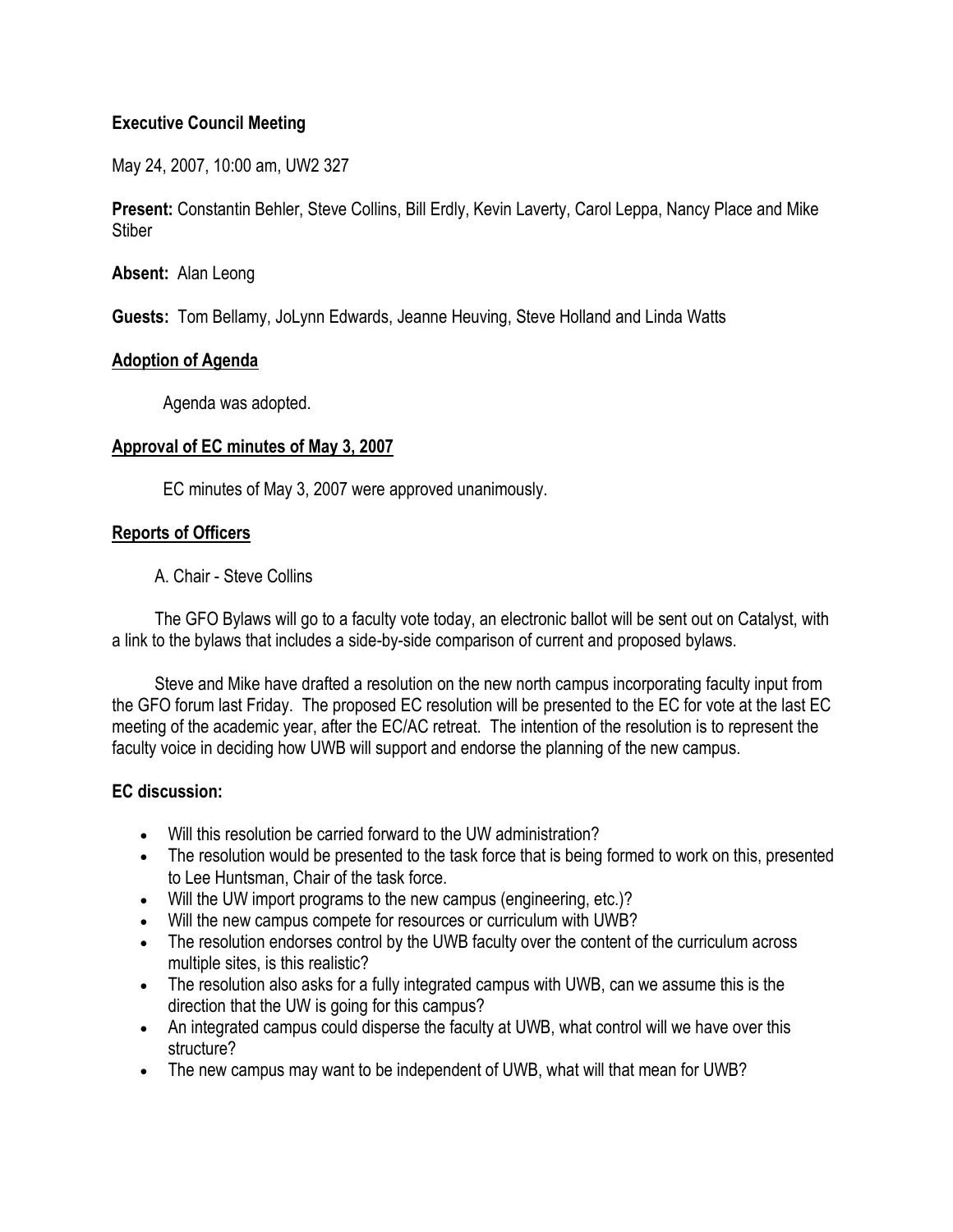**Executive Council Meeting**

May 24, 2007, 10:00 am, UW2 327

**Present:** Constantin Behler, Steve Collins, Bill Erdly, Kevin Laverty, Carol Leppa, Nancy Place and Mike Stiber

**Absent:** Alan Leong

**Guests:** Tom Bellamy, JoLynn Edwards, Jeanne Heuving, Steve Holland and Linda Watts

## Adoption of Agenda

Agenda was adopted.

## Approval of EC minutes of May 3, 2007

EC minutes of May 3, 2007 were approved unanimously.

## Reports of Officers

A. Chair - Steve Collins

The GFO Bylaws will go to a faculty vote today, an electronic ballot will be sent out on Catalyst, with a link to the bylaws that includes a side-by-side comparison of current and proposed bylaws.

Steve and Mike have drafted a resolution on the new north campus incorporating faculty input from the GFO forum last Friday. The proposed EC resolution will be presented to the EC for vote at the last EC meeting of the academic year, after the EC/AC retreat. The intention of the resolution is to represent the faculty voice in deciding how UWB will support and endorse the planning of the new campus.

**EC discussion:**

- Will this resolution be carried forward to the UW administration?
- The resolution would be presented to the task force that is being formed to work on this, presented to Lee Huntsman, Chair of the task force.
- Will the UW import programs to the new campus (engineering, etc.)?
- Will the new campus compete for resources or curriculum with UWB?
- The resolution endorses control by the UWB faculty over the content of the curriculum across multiple sites, is this realistic?
- The resolution also asks for a fully integrated campus with UWB, can we assume this is the direction that the UW is going for this campus?
- An integrated campus could disperse the faculty at UWB, what control will we have over this structure?
- The new campus may want to be independent of UWB, what will that mean for UWB?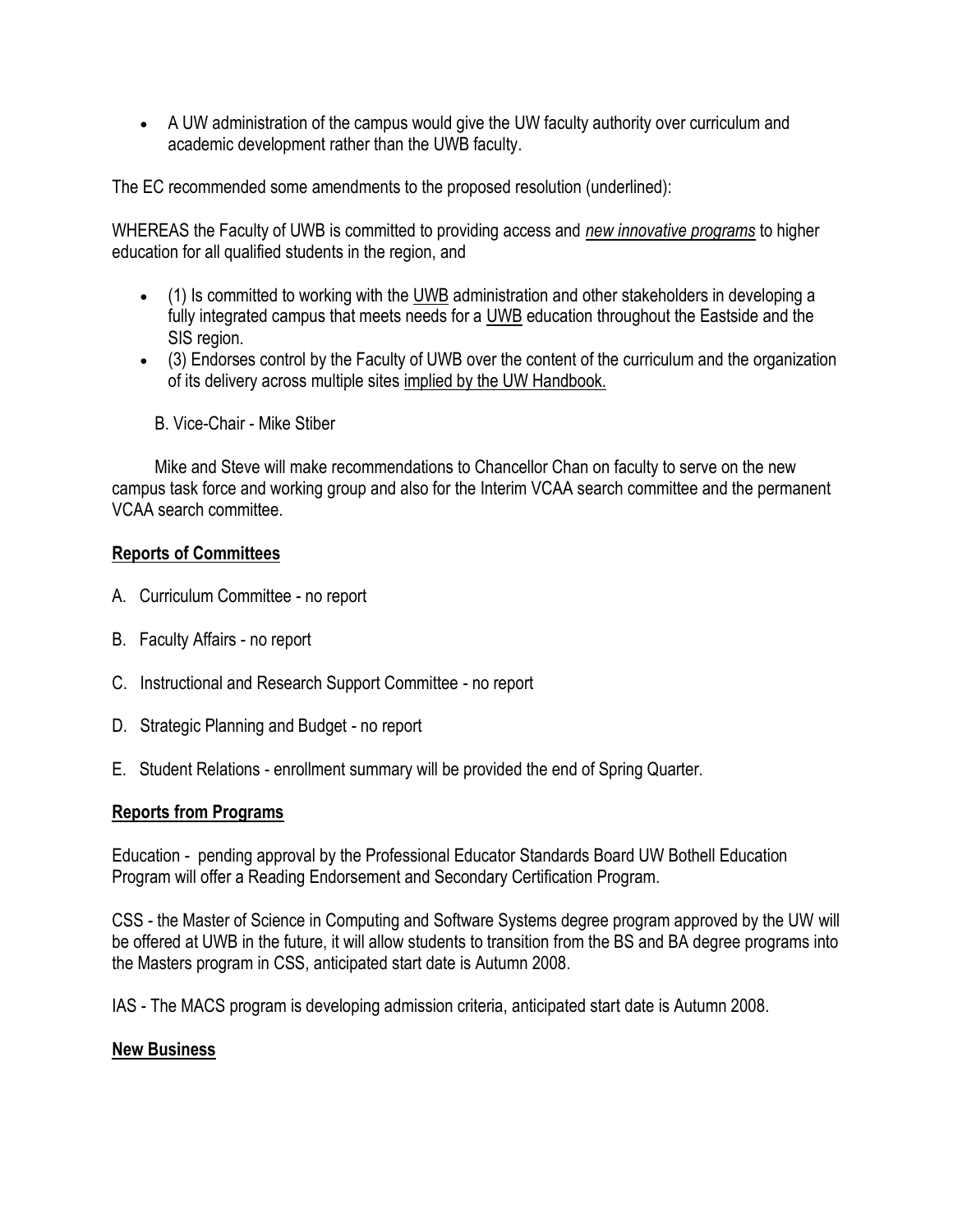- A UW administration of the campus would give the UW faculty authority over curriculum and academic development rather than the UWB faculty.

The EC recommended some amendments to the proposed resolution (underlined):

WHEREAS the Faculty of UWB is committed to providing access and *new innovative programs* to higher education for all qualified students in the region, and

- (1) Is committed to working with the UWB administration and other stakeholders in developing a fully integrated campus that meets needs for a UWB education throughout the Eastside and the SIS region.
- (3) Endorses control by the Faculty of UWB over the content of the curriculum and the organization of its delivery across multiple sites implied by the UW Handbook.

B. Vice-Chair - Mike Stiber

Mike and Steve will make recommendations to Chancellor Chan on faculty to serve on the new campus task force and working group and also for the Interim VCAA search committee and the permanent VCAA search committee.

**Reports of Committees**

A. Curriculum Committee - no report

B. Faculty Affairs - no report

C. Instructional and Research Support Committee - no report

D. Strategic Planning and Budget - no report

E. Student Relations - enrollment summary will be provided the end of Spring Quarter.

**Reports from Programs**

Education - pending approval by the Professional Educator Standards Board UW Bothell Education Program will offer a Reading Endorsement and Secondary Certification Program.

CSS - the Master of Science in Computing and Software Systems degree program approved by the UW will be offered at UWB in the future, it will allow students to transition from the BS and BA degree programs into the Masters program in CSS, anticipated start date is Autumn 2008.

IAS - The MACS program is developing admission criteria, anticipated start date is Autumn 2008.

**New Business**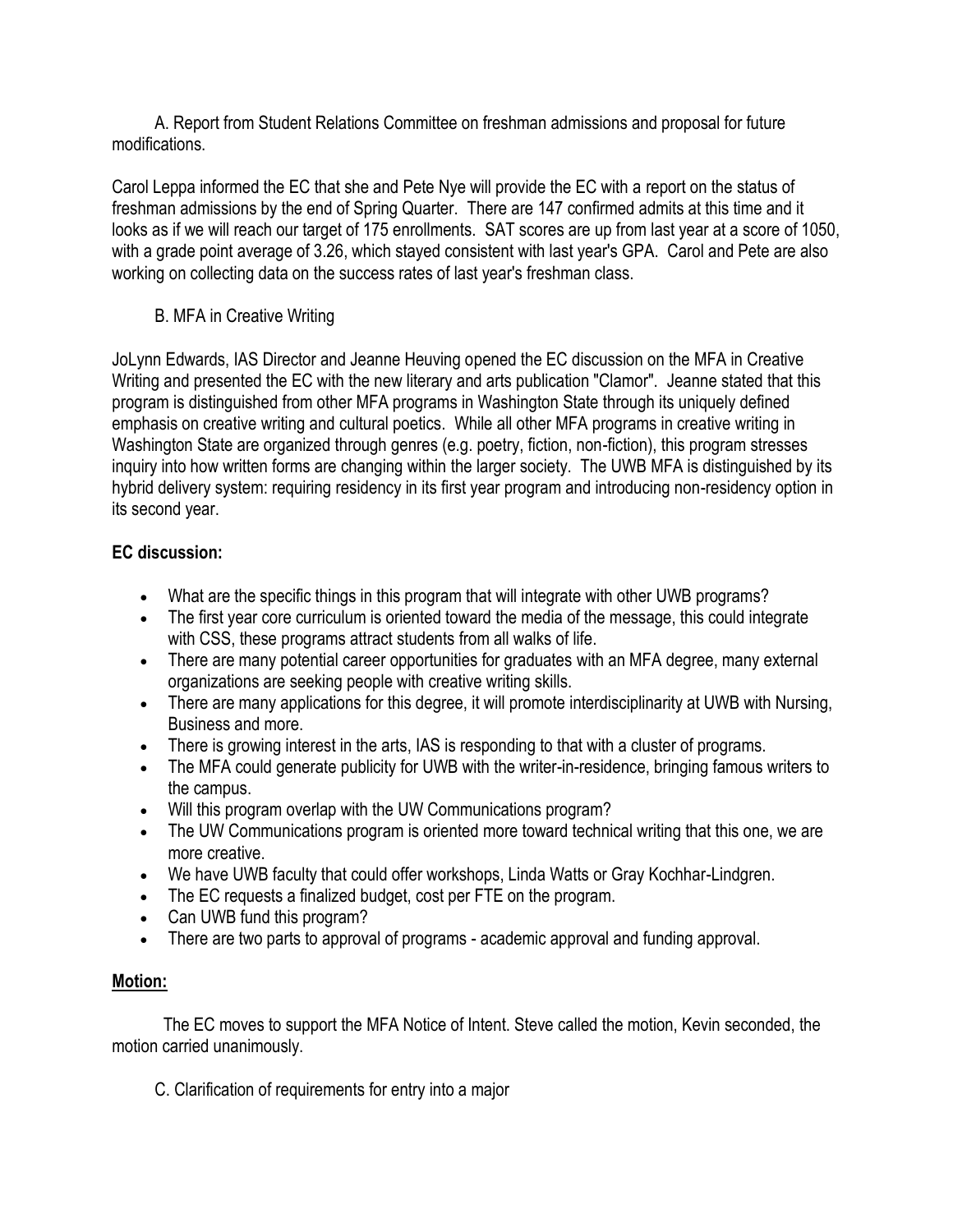A. Report from Student Relations Committee on freshman admissions and proposal for future modifications.

Carol Leppa informed the EC that she and Pete Nye will provide the EC with a report on the status of freshman admissions by the end of Spring Quarter. There are 147 confirmed admits at this time and it looks as if we will reach our target of 175 enrollments. SAT scores are up from last year at a score of 1050, with a grade point average of 3.26, which stayed consistent with last year's GPA. Carol and Pete are also working on collecting data on the success rates of last year's freshman class.

B. MFA in Creative Writing

JoLynn Edwards, IAS Director and Jeanne Heuving opened the EC discussion on the MFA in Creative Writing and presented the EC with the new literary and arts publication "Clamor". Jeanne stated that this program is distinguished from other MFA programs in Washington State through its uniquely defined emphasis on creative writing and cultural poetics. While all other MFA programs in creative writing in Washington State are organized through genres (e.g. poetry, fiction, non-fiction), this program stresses inquiry into how written forms are changing within the larger society. The UWB MFA is distinguished by its hybrid delivery system: requiring residency in its first year program and introducing non-residency option in its second year.

**EC discussion:**

- What are the specific things in this program that will integrate with other UWB programs?
- The first year core curriculum is oriented toward the media of the message, this could integrate with CSS, these programs attract students from all walks of life.
- There are many potential career opportunities for graduates with an MFA degree, many external organizations are seeking people with creative writing skills.
- There are many applications for this degree, it will promote interdisciplinarity at UWB with Nursing, Business and more.
- There is growing interest in the arts, IAS is responding to that with a cluster of programs.
- The MFA could generate publicity for UWB with the writer-in-residence, bringing famous writers to the campus.
- Will this program overlap with the UW Communications program?
- The UW Communications program is oriented more toward technical writing that this one, we are more creative.
- We have UWB faculty that could offer workshops, Linda Watts or Gray Kochhar-Lindgren.
- The EC requests a finalized budget, cost per FTE on the program.
- Can UWB fund this program?
- There are two parts to approval of programs - academic approval and funding approval.

**Motion:**

The EC moves to support the MFA Notice of Intent. Steve called the motion, Kevin seconded, the motion carried unanimously.

C. Clarification of requirements for entry into a major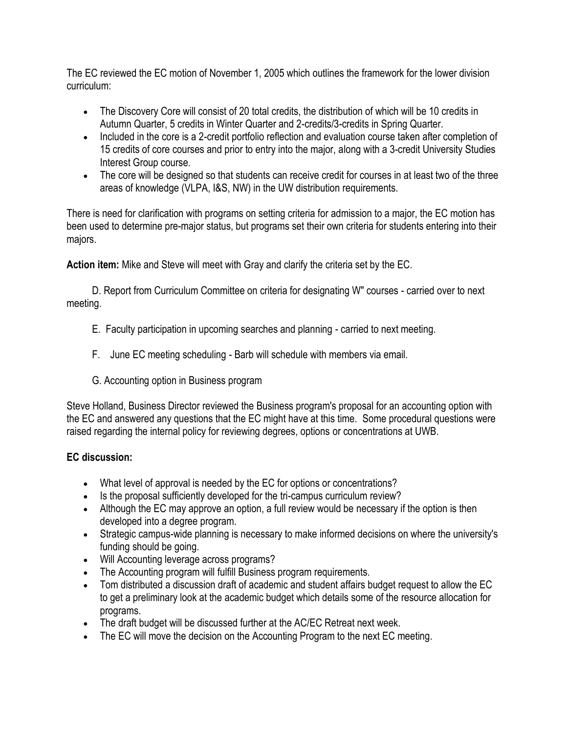The EC reviewed the EC motion of November 1, 2005 which outlines the framework for the lower division curriculum:

- The Discovery Core will consist of 20 total credits, the distribution of which will be 10 credits in Autumn Quarter, 5 credits in Winter Quarter and 2-credits/3-credits in Spring Quarter.
- Included in the core is a 2-credit portfolio reflection and evaluation course taken after completion of 15 credits of core courses and prior to entry into the major, along with a 3-credit University Studies Interest Group course.
- The core will be designed so that students can receive credit for courses in at least two of the three areas of knowledge (VLPA, I&S, NW) in the UW distribution requirements.

There is need for clarification with programs on setting criteria for admission to a major, the EC motion has been used to determine pre-major status, but programs set their own criteria for students entering into their majors.

**Action item:** Mike and Steve will meet with Gray and clarify the criteria set by the EC.

D. Report from Curriculum Committee on criteria for designating W" courses - carried over to next meeting.

E. Faculty participation in upcoming searches and planning - carried to next meeting.

F. June EC meeting scheduling - Barb will schedule with members via email.

G. Accounting option in Business program

Steve Holland, Business Director reviewed the Business program's proposal for an accounting option with the EC and answered any questions that the EC might have at this time. Some procedural questions were raised regarding the internal policy for reviewing degrees, options or concentrations at UWB.

**EC discussion:**

- What level of approval is needed by the EC for options or concentrations?
- Is the proposal sufficiently developed for the tri-campus curriculum review?
- Although the EC may approve an option, a full review would be necessary if the option is then developed into a degree program.
- Strategic campus-wide planning is necessary to make informed decisions on where the university's funding should be going.
- Will Accounting leverage across programs?
- The Accounting program will fulfill Business program requirements.
- Tom distributed a discussion draft of academic and student affairs budget request to allow the EC to get a preliminary look at the academic budget which details some of the resource allocation for programs.
- The draft budget will be discussed further at the AC/EC Retreat next week.
- The EC will move the decision on the Accounting Program to the next EC meeting.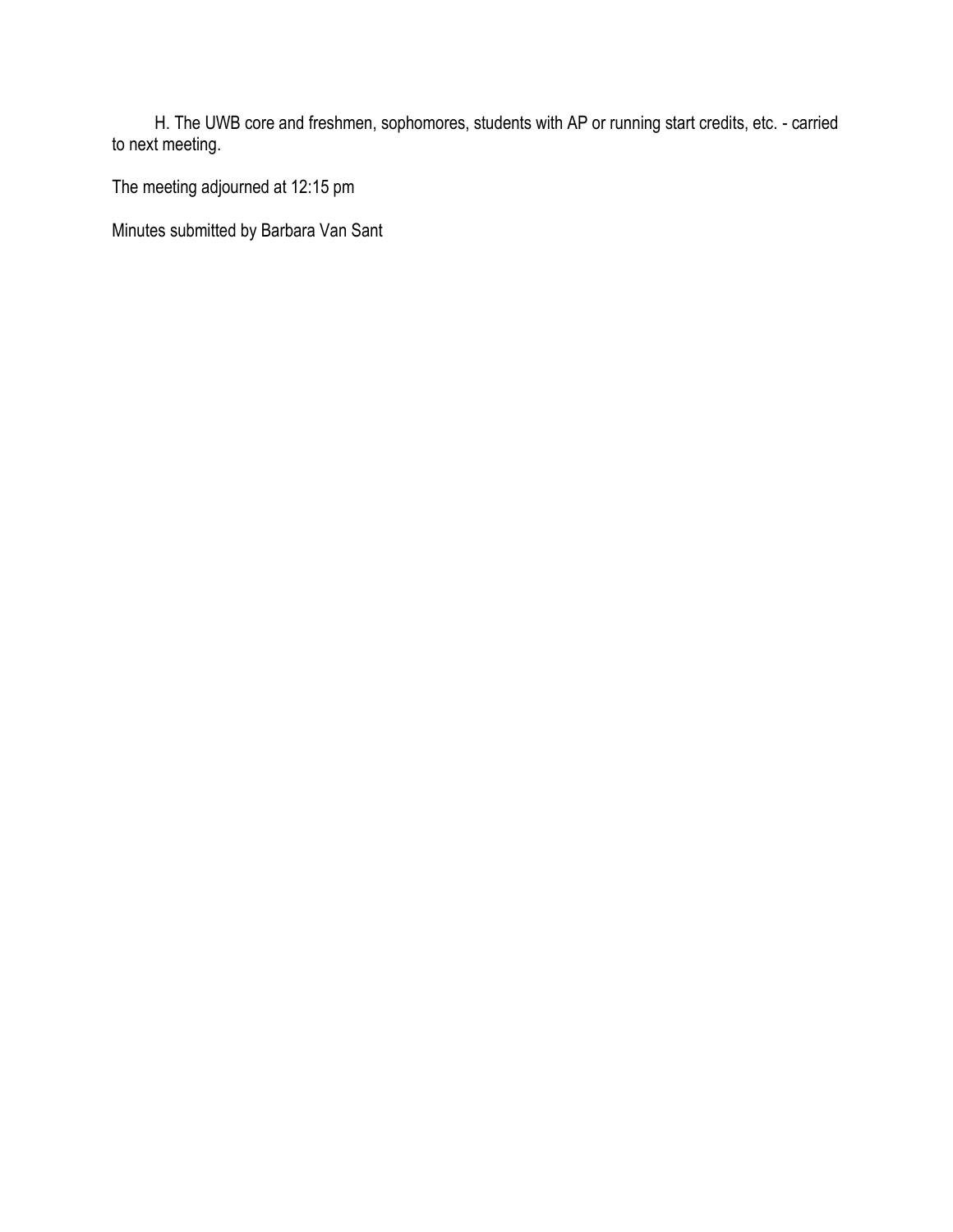H. The UWB core and freshmen, sophomores, students with AP or running start credits, etc. - carried to next meeting.

The meeting adjourned at 12:15 pm

Minutes submitted by Barbara Van Sant